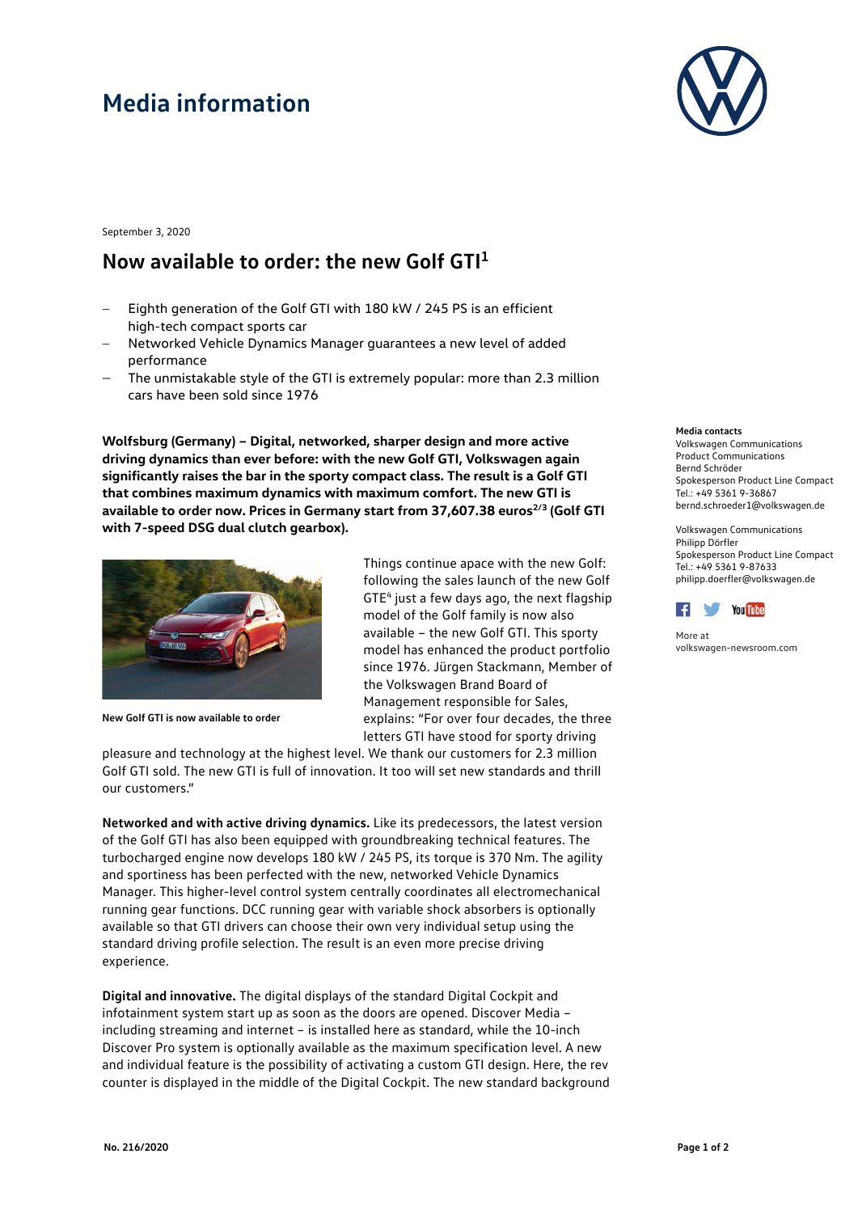# Media information

September 3, 2020

## Now available to order: the new Golf GTI[1]

- Eighth generation of the Golf GTI with 180 kW / 245 PS is an efficient high-tech compact sports car
- Networked Vehicle Dynamics Manager guarantees a new level of added performance
- The unmistakable style of the GTI is extremely popular: more than 2.3 million cars have been sold since 1976

**Wolfsburg (Germany) – Digital, networked, sharper design and more active driving dynamics than ever before: with the new Golf GTI, Volkswagen again significantly raises the bar in the sporty compact class. The result is a Golf GTI that combines maximum dynamics with maximum comfort. The new GTI is available to order now. Prices in Germany start from 37,607.38 euros[2/3] (Golf GTI with 7-speed DSG dual clutch gearbox).**

New Golf GTI is now available to order

Things continue apace with the new Golf: following the sales launch of the new Golf GTE[4] just a few days ago, the next flagship model of the Golf family is now also available – the new Golf GTI. This sporty model has enhanced the product portfolio since 1976. Jürgen Stackmann, Member of the Volkswagen Brand Board of Management responsible for Sales, explains: "For over four decades, the three letters GTI have stood for sporty driving pleasure and technology at the highest level. We thank our customers for 2.3 million Golf GTI sold. The new GTI is full of innovation. It too will set new standards and thrill our customers."

**Networked and with active driving dynamics.** Like its predecessors, the latest version of the Golf GTI has also been equipped with groundbreaking technical features. The turbocharged engine now develops 180 kW / 245 PS, its torque is 370 Nm. The agility and sportiness has been perfected with the new, networked Vehicle Dynamics Manager. This higher-level control system centrally coordinates all electromechanical running gear functions. DCC running gear with variable shock absorbers is optionally available so that GTI drivers can choose their own very individual setup using the standard driving profile selection. The result is an even more precise driving experience.

**Digital and innovative.** The digital displays of the standard Digital Cockpit and infotainment system start up as soon as the doors are opened. Discover Media – including streaming and internet – is installed here as standard, while the 10-inch Discover Pro system is optionally available as the maximum specification level. A new and individual feature is the possibility of activating a custom GTI design. Here, the rev counter is displayed in the middle of the Digital Cockpit. The new standard background

**Media contacts**
Volkswagen Communications
Product Communications
Bernd Schröder
Spokesperson Product Line Compact
Tel.: +49 5361 9-36867
bernd.schroeder1@volkswagen.de

Volkswagen Communications
Philipp Dörfler
Spokesperson Product Line Compact
Tel.: +49 5361 9-87633
philipp.doerfler@volkswagen.de

More at
volkswagen-newsroom.com

No. 216/2020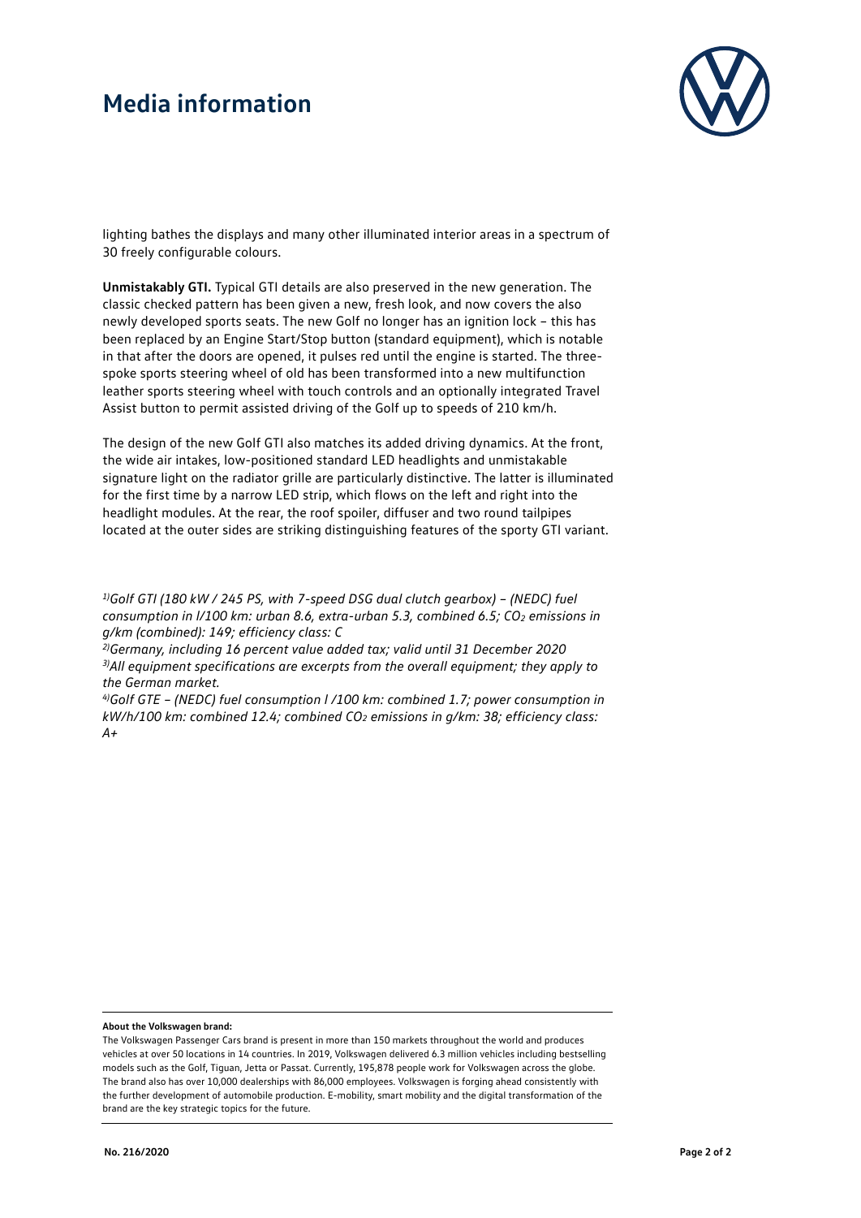lighting bathes the displays and many other illuminated interior areas in a spectrum of 30 freely configurable colours.

**Unmistakably GTI.** Typical GTI details are also preserved in the new generation. The classic checked pattern has been given a new, fresh look, and now covers the also newly developed sports seats. The new Golf no longer has an ignition lock – this has been replaced by an Engine Start/Stop button (standard equipment), which is notable in that after the doors are opened, it pulses red until the engine is started. The three-spoke sports steering wheel of old has been transformed into a new multifunction leather sports steering wheel with touch controls and an optionally integrated Travel Assist button to permit assisted driving of the Golf up to speeds of 210 km/h.

The design of the new Golf GTI also matches its added driving dynamics. At the front, the wide air intakes, low-positioned standard LED headlights and unmistakable signature light on the radiator grille are particularly distinctive. The latter is illuminated for the first time by a narrow LED strip, which flows on the left and right into the headlight modules. At the rear, the roof spoiler, diffuser and two round tailpipes located at the outer sides are striking distinguishing features of the sporty GTI variant.

*[1)]Golf GTI (180 kW / 245 PS, with 7-speed DSG dual clutch gearbox) – (NEDC) fuel consumption in l/100 km: urban 8.6, extra-urban 5.3, combined 6.5; $CO_2$ emissions in g/km (combined): 149; efficiency class: C*

*[2)]Germany, including 16 percent value added tax; valid until 31 December 2020*

*[3)]All equipment specifications are excerpts from the overall equipment; they apply to the German market.*

*[4)]Golf GTE – (NEDC) fuel consumption l /100 km: combined 1.7; power consumption in kW/h/100 km: combined 12.4; combined $CO_2$ emissions in g/km: 38; efficiency class: A+*

**About the Volkswagen brand:**

The Volkswagen Passenger Cars brand is present in more than 150 markets throughout the world and produces vehicles at over 50 locations in 14 countries. In 2019, Volkswagen delivered 6.3 million vehicles including bestselling models such as the Golf, Tiguan, Jetta or Passat. Currently, 195,878 people work for Volkswagen across the globe. The brand also has over 10,000 dealerships with 86,000 employees. Volkswagen is forging ahead consistently with the further development of automobile production. E-mobility, smart mobility and the digital transformation of the brand are the key strategic topics for the future.

No. 216/2020